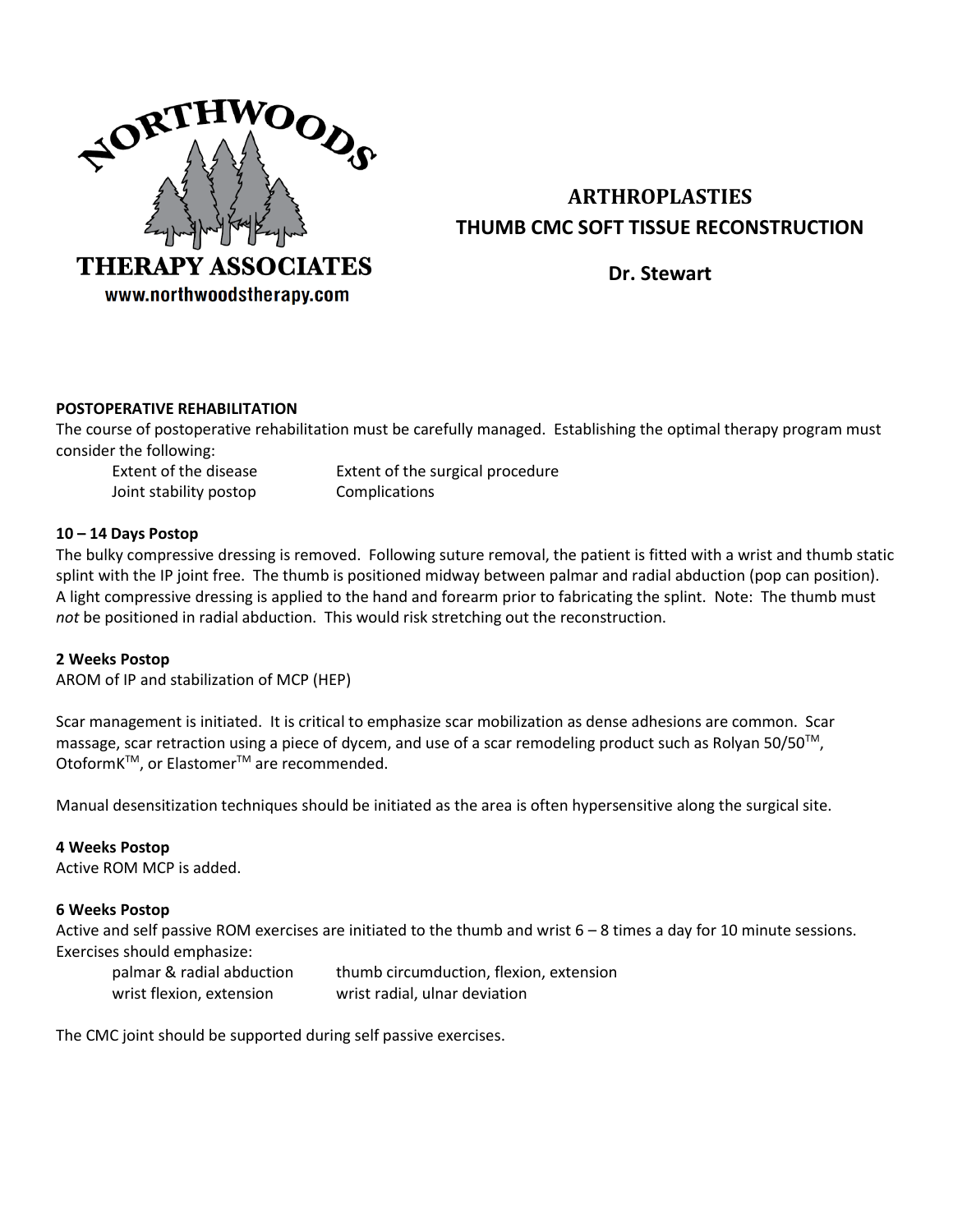NORTHWOODS THERAPY ASSOCIATES
www.northwoodstherapy.com

# ARTHROPLASTIES
# THUMB CMC SOFT TISSUE RECONSTRUCTION

**Dr. Stewart**

### POSTOPERATIVE REHABILITATION

The course of postoperative rehabilitation must be carefully managed. Establishing the optimal therapy program must consider the following:

- Extent of the disease
- Extent of the surgical procedure
- Joint stability postop
- Complications

### 10 – 14 Days Postop

The bulky compressive dressing is removed. Following suture removal, the patient is fitted with a wrist and thumb static splint with the IP joint free. The thumb is positioned midway between palmar and radial abduction (pop can position). A light compressive dressing is applied to the hand and forearm prior to fabricating the splint. Note: The thumb must *not* be positioned in radial abduction. This would risk stretching out the reconstruction.

### 2 Weeks Postop

AROM of IP and stabilization of MCP (HEP)

Scar management is initiated. It is critical to emphasize scar mobilization as dense adhesions are common. Scar massage, scar retraction using a piece of dycem, and use of a scar remodeling product such as Rolyan 50/50™, OtoformK™, or Elastomer™ are recommended.

Manual desensitization techniques should be initiated as the area is often hypersensitive along the surgical site.

### 4 Weeks Postop

Active ROM MCP is added.

### 6 Weeks Postop

Active and self passive ROM exercises are initiated to the thumb and wrist 6 – 8 times a day for 10 minute sessions. Exercises should emphasize:

- palmar & radial abduction
- thumb circumduction, flexion, extension
- wrist flexion, extension
- wrist radial, ulnar deviation

The CMC joint should be supported during self passive exercises.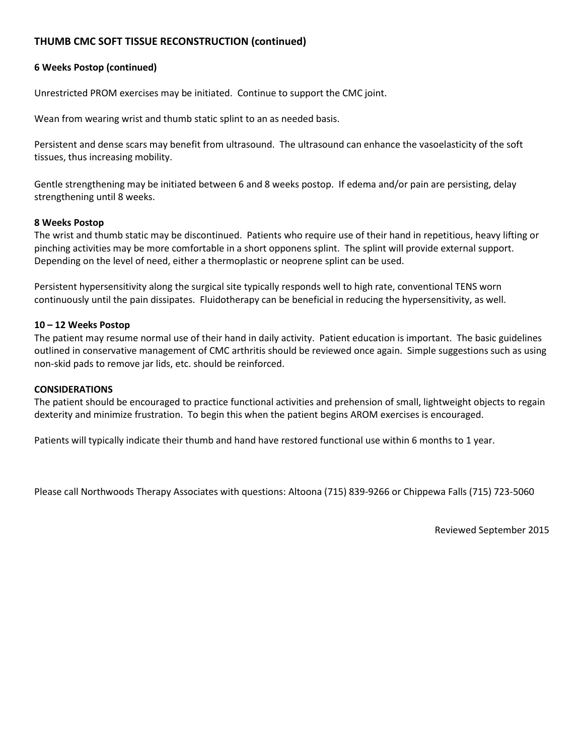## THUMB CMC SOFT TISSUE RECONSTRUCTION (continued)

### 6 Weeks Postop (continued)

Unrestricted PROM exercises may be initiated. Continue to support the CMC joint.

Wean from wearing wrist and thumb static splint to an as needed basis.

Persistent and dense scars may benefit from ultrasound. The ultrasound can enhance the vasoelasticity of the soft tissues, thus increasing mobility.

Gentle strengthening may be initiated between 6 and 8 weeks postop. If edema and/or pain are persisting, delay strengthening until 8 weeks.

### 8 Weeks Postop

The wrist and thumb static may be discontinued. Patients who require use of their hand in repetitious, heavy lifting or pinching activities may be more comfortable in a short opponens splint. The splint will provide external support. Depending on the level of need, either a thermoplastic or neoprene splint can be used.

Persistent hypersensitivity along the surgical site typically responds well to high rate, conventional TENS worn continuously until the pain dissipates. Fluidotherapy can be beneficial in reducing the hypersensitivity, as well.

### 10 – 12 Weeks Postop

The patient may resume normal use of their hand in daily activity. Patient education is important. The basic guidelines outlined in conservative management of CMC arthritis should be reviewed once again. Simple suggestions such as using non-skid pads to remove jar lids, etc. should be reinforced.

### CONSIDERATIONS

The patient should be encouraged to practice functional activities and prehension of small, lightweight objects to regain dexterity and minimize frustration. To begin this when the patient begins AROM exercises is encouraged.

Patients will typically indicate their thumb and hand have restored functional use within 6 months to 1 year.

Please call Northwoods Therapy Associates with questions: Altoona (715) 839-9266 or Chippewa Falls (715) 723-5060

Reviewed September 2015